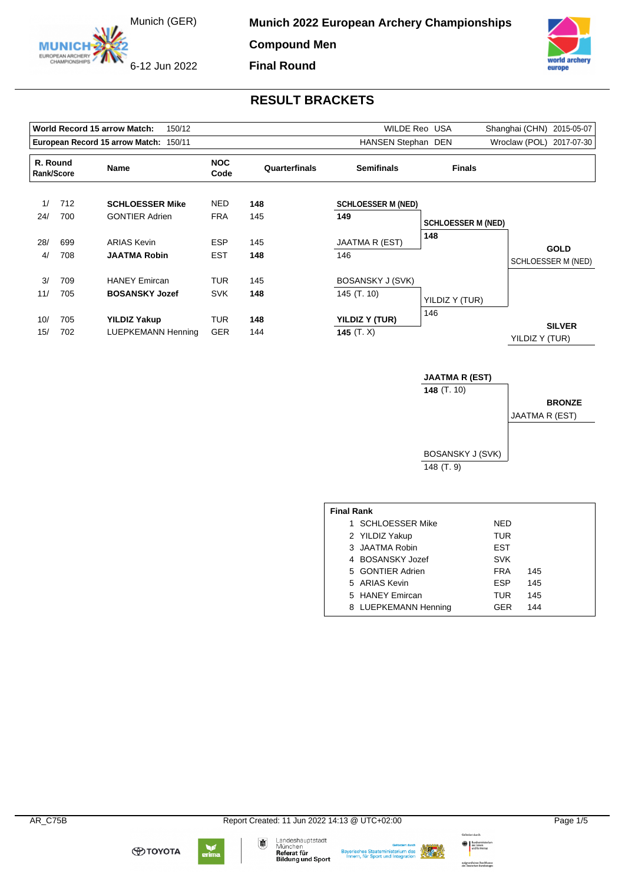Munich (GER)

6-12 Jun 2022

# Munich 2022 European Archery Championships

## Compound Men

## Final Round

## RESULT BRACKETS

| | | | | |
|---|---|---|---|---|
| World Record 15 arrow Match: | 150/12 | WILDE Reo USA | Shanghai (CHN) | 2015-05-07 |
| European Record 15 arrow Match: | 150/11 | HANSEN Stephan DEN | Wroclaw (POL) | 2017-07-30 |

| R. Round Rank/Score | | Name | NOC Code | Quarterfinals |
|---|---|---|---|---|
| 1/ | 712 | **SCHLOESSER Mike** | NED | **148** |
| 24/ | 700 | GONTIER Adrien | FRA | 145 |
| 28/ | 699 | ARIAS Kevin | ESP | 145 |
| 4/ | 708 | **JAATMA Robin** | EST | **148** |
| 3/ | 709 | HANEY Emircan | TUR | 145 |
| 11/ | 705 | **BOSANSKY Jozef** | SVK | **148** |
| 10/ | 705 | **YILDIZ Yakup** | TUR | **148** |
| 15/ | 702 | LUEPKEMANN Henning | GER | 144 |

**Semifinals**

- **SCHLOESSER M (NED)** **149** vs JAATMA R (EST) 146
- BOSANSKY J (SVK) 145 (T. 10) vs **YILDIZ Y (TUR)** **145** (T. X)

**Finals**

- **SCHLOESSER M (NED)** **148** vs YILDIZ Y (TUR) 146

**GOLD**: SCHLOESSER M (NED)

**SILVER**: YILDIZ Y (TUR)

**Bronze match**

- **JAATMA R (EST)** **148** (T. 10) vs BOSANSKY J (SVK) 148 (T. 9)

**BRONZE**: JAATMA R (EST)

**Final Rank**

| Rank | Name | NOC | Score |
|---|---|---|---|
| 1 | SCHLOESSER Mike | NED | |
| 2 | YILDIZ Yakup | TUR | |
| 3 | JAATMA Robin | EST | |
| 4 | BOSANSKY Jozef | SVK | |
| 5 | GONTIER Adrien | FRA | 145 |
| 5 | ARIAS Kevin | ESP | 145 |
| 5 | HANEY Emircan | TUR | 145 |
| 8 | LUEPKEMANN Henning | GER | 144 |

AR_C75B Report Created: 11 Jun 2022 14:13 @ UTC+02:00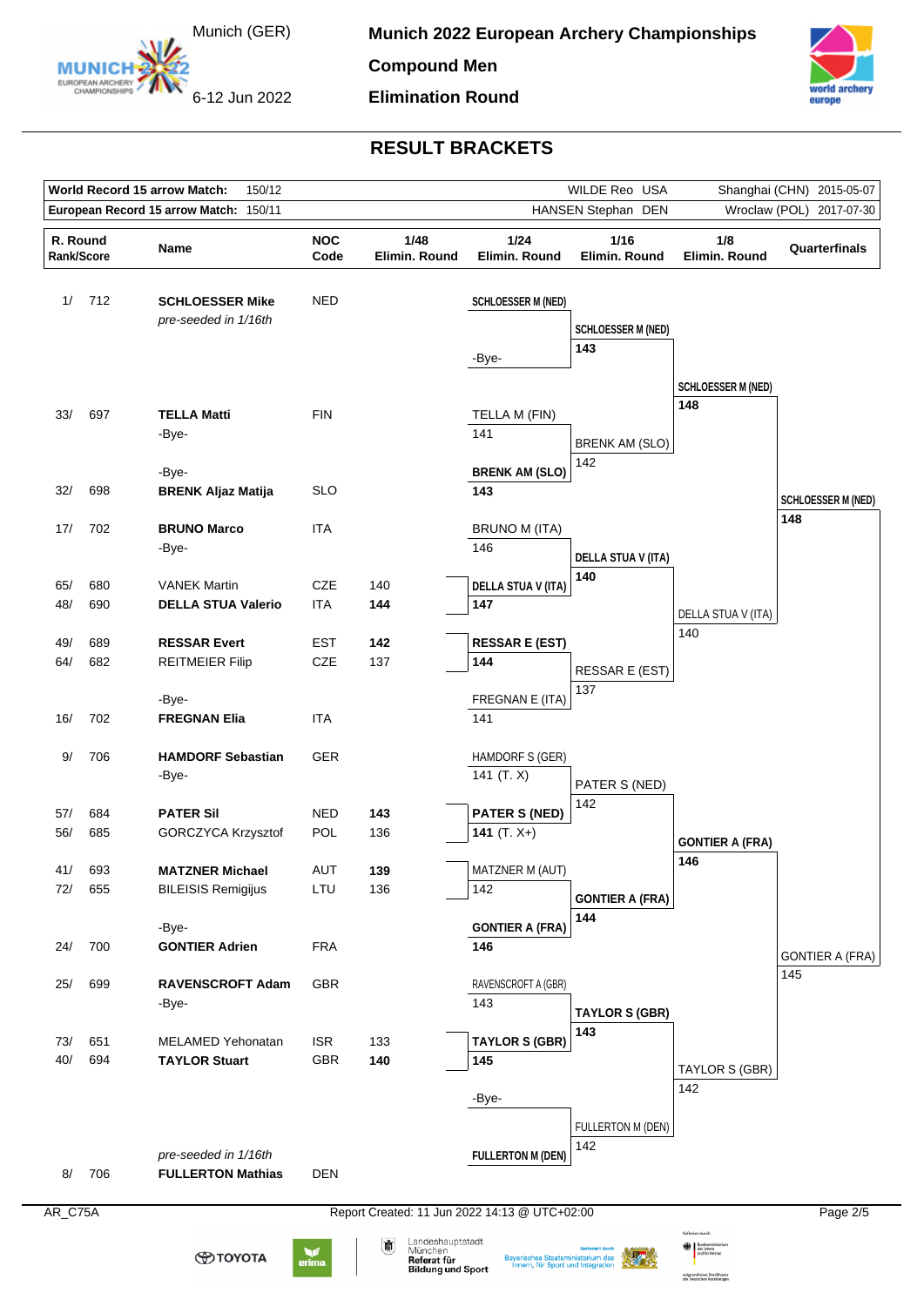# Munich 2022 European Archery Championships

Munich (GER) 6-12 Jun 2022

## Compound Men

## Elimination Round

## RESULT BRACKETS

| | | | | |
|---|---|---|---|---|
| World Record 15 arrow Match: | 150/12 | WILDE Reo USA | Shanghai (CHN) | 2015-05-07 |
| European Record 15 arrow Match: | 150/11 | HANSEN Stephan DEN | Wroclaw (POL) | 2017-07-30 |

| R. Round Rank/Score | Name | NOC Code | 1/48 Elimin. Round | 1/24 Elimin. Round | 1/16 Elimin. Round | 1/8 Elimin. Round | Quarterfinals |
|---|---|---|---|---|---|---|---|
| 1/ 712 | **SCHLOESSER Mike** | NED | | **SCHLOESSER M (NED)** | | | |
| | *pre-seeded in 1/16th* | | | | **SCHLOESSER M (NED)** 143 | | |
| | | | | -Bye- | | | |
| | | | | | | **SCHLOESSER M (NED)** 148 | |
| 33/ 697 | **TELLA Matti** | FIN | | TELLA M (FIN) 141 | | | |
| | -Bye- | | | | BRENK AM (SLO) 142 | | |
| | -Bye- | | | **BRENK AM (SLO)** | | | |
| 32/ 698 | **BRENK Aljaz Matija** | SLO | | 143 | | | **SCHLOESSER M (NED)** 148 |
| 17/ 702 | **BRUNO Marco** | ITA | | BRUNO M (ITA) 146 | | | |
| | -Bye- | | | | **DELLA STUA V (ITA)** 140 | | |
| 65/ 680 | VANEK Martin | CZE | 140 | **DELLA STUA V (ITA)** | | | |
| 48/ 690 | **DELLA STUA Valerio** | ITA | 144 | 147 | | DELLA STUA V (ITA) 140 | |
| 49/ 689 | **RESSAR Evert** | EST | 142 | **RESSAR E (EST)** | | | |
| 64/ 682 | REITMEIER Filip | CZE | 137 | 144 | RESSAR E (EST) 137 | | |
| | -Bye- | | | FREGNAN E (ITA) | | | |
| 16/ 702 | **FREGNAN Elia** | ITA | | 141 | | | |
| 9/ 706 | **HAMDORF Sebastian** | GER | | HAMDORF S (GER) 141 (T. X) | | | |
| | -Bye- | | | | PATER S (NED) 142 | | |
| 57/ 684 | **PATER Sil** | NED | 143 | **PATER S (NED)** | | | |
| 56/ 685 | GORCZYCA Krzysztof | POL | 136 | 141 (T. X+) | | **GONTIER A (FRA)** 146 | |
| 41/ 693 | **MATZNER Michael** | AUT | 139 | MATZNER M (AUT) | | | |
| 72/ 655 | BILEISIS Remigijus | LTU | 136 | 142 | **GONTIER A (FRA)** 144 | | |
| | -Bye- | | | **GONTIER A (FRA)** | | | |
| 24/ 700 | **GONTIER Adrien** | FRA | | 146 | | | GONTIER A (FRA) 145 |
| 25/ 699 | **RAVENSCROFT Adam** | GBR | | RAVENSCROFT A (GBR) 143 | | | |
| | -Bye- | | | | **TAYLOR S (GBR)** 143 | | |
| 73/ 651 | MELAMED Yehonatan | ISR | 133 | **TAYLOR S (GBR)** | | | |
| 40/ 694 | **TAYLOR Stuart** | GBR | 140 | 145 | | TAYLOR S (GBR) 142 | |
| | | | | -Bye- | | | |
| | | | | | FULLERTON M (DEN) 142 | | |
| | *pre-seeded in 1/16th* | | | **FULLERTON M (DEN)** | | | |
| 8/ 706 | **FULLERTON Mathias** | DEN | | | | | |

AR_C75A Report Created: 11 Jun 2022 14:13 @ UTC+02:00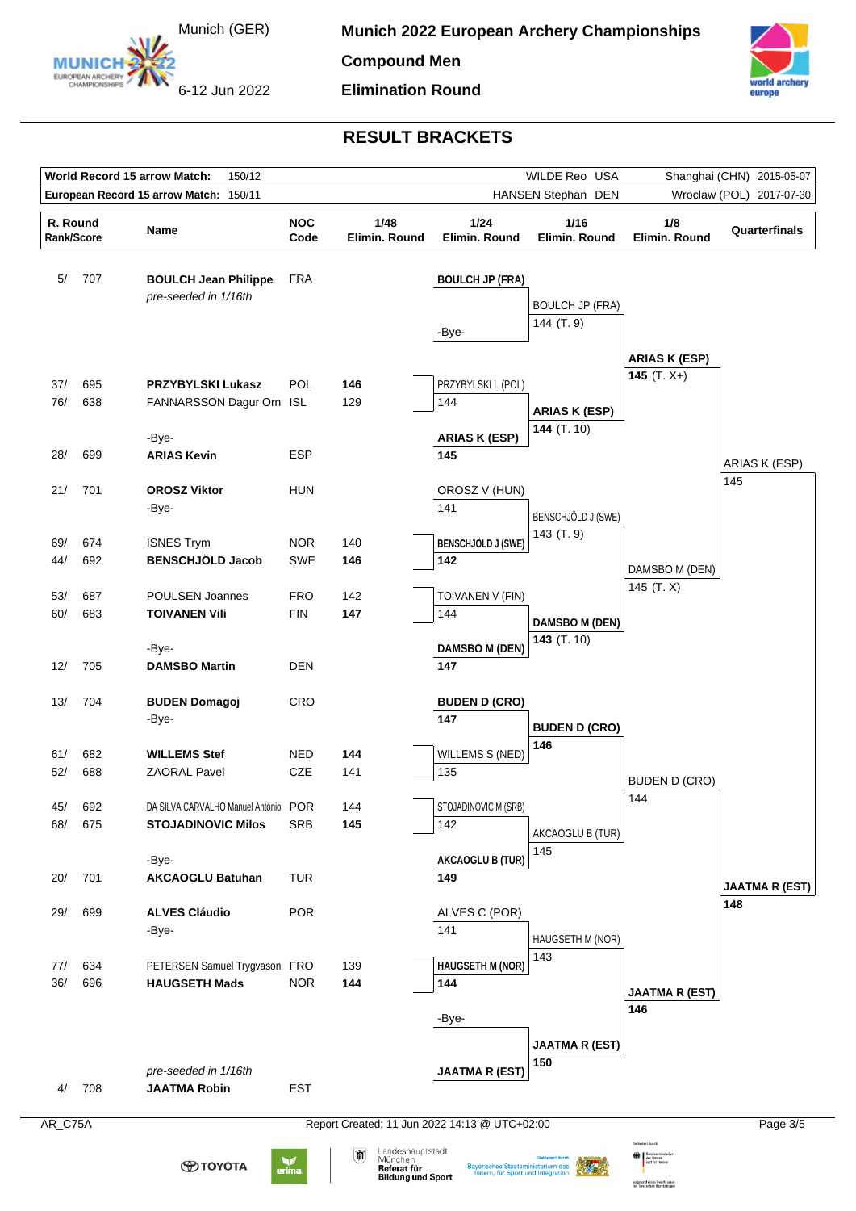# Munich 2022 European Archery Championships

## Compound Men

## Elimination Round

Munich (GER)
6-12 Jun 2022

### RESULT BRACKETS

| | | | | |
|---|---|---|---|---|
| World Record 15 arrow Match: | 150/12 | WILDE Reo USA | Shanghai (CHN) | 2015-05-07 |
| European Record 15 arrow Match: | 150/11 | HANSEN Stephan DEN | Wroclaw (POL) | 2017-07-30 |

| R. Round Rank/Score | Name | NOC Code | 1/48 Elimin. Round | 1/24 Elimin. Round | 1/16 Elimin. Round | 1/8 Elimin. Round | Quarterfinals |
|---|---|---|---|---|---|---|---|
| 5/ 707 | **BOULCH Jean Philippe** *pre-seeded in 1/16th* | FRA | | **BOULCH JP (FRA)** | BOULCH JP (FRA) 144 (T. 9) | | |
| | | | | -Bye- | | **ARIAS K (ESP)** **145** (T. X+) | |
| 37/ 695 | **PRZYBYLSKI Lukasz** | POL | **146** | PRZYBYLSKI L (POL) 144 | | | |
| 76/ 638 | FANNARSSON Dagur Orn | ISL | 129 | | **ARIAS K (ESP)** **144** (T. 10) | | |
| | -Bye- | | | **ARIAS K (ESP)** **145** | | | |
| 28/ 699 | **ARIAS Kevin** | ESP | | | | | ARIAS K (ESP) 145 |
| 21/ 701 | **OROSZ Viktor** | HUN | | OROSZ V (HUN) 141 | | | |
| | -Bye- | | | | BENSCHJÖLD J (SWE) 143 (T. 9) | | |
| 69/ 674 | ISNES Trym | NOR | 140 | **BENSCHJÖLD J (SWE)** **142** | | | |
| 44/ 692 | **BENSCHJÖLD Jacob** | SWE | **146** | | | DAMSBO M (DEN) 145 (T. X) | |
| 53/ 687 | POULSEN Joannes | FRO | 142 | TOIVANEN V (FIN) 144 | | | |
| 60/ 683 | **TOIVANEN Vili** | FIN | **147** | | **DAMSBO M (DEN)** **143** (T. 10) | | |
| | -Bye- | | | **DAMSBO M (DEN)** **147** | | | |
| 12/ 705 | **DAMSBO Martin** | DEN | | | | | |
| 13/ 704 | **BUDEN Domagoj** | CRO | | **BUDEN D (CRO)** **147** | | | |
| | -Bye- | | | | **BUDEN D (CRO)** **146** | | |
| 61/ 682 | **WILLEMS Stef** | NED | **144** | WILLEMS S (NED) 135 | | | |
| 52/ 688 | ZAORAL Pavel | CZE | 141 | | | BUDEN D (CRO) 144 | |
| 45/ 692 | DA SILVA CARVALHO Manuel António | POR | 144 | STOJADINOVIC M (SRB) 142 | | | |
| 68/ 675 | **STOJADINOVIC Milos** | SRB | **145** | | AKCAOGLU B (TUR) 145 | | |
| | -Bye- | | | **AKCAOGLU B (TUR)** **149** | | | |
| 20/ 701 | **AKCAOGLU Batuhan** | TUR | | | | | **JAATMA R (EST)** **148** |
| 29/ 699 | **ALVES Cláudio** | POR | | ALVES C (POR) 141 | | | |
| | -Bye- | | | | HAUGSETH M (NOR) 143 | | |
| 77/ 634 | PETERSEN Samuel Trygvason | FRO | 139 | **HAUGSETH M (NOR)** **144** | | | |
| 36/ 696 | **HAUGSETH Mads** | NOR | **144** | | | **JAATMA R (EST)** **146** | |
| | | | | -Bye- | | | |
| | | | | | **JAATMA R (EST)** **150** | | |
| | *pre-seeded in 1/16th* | | | **JAATMA R (EST)** | | | |
| 4/ 708 | **JAATMA Robin** | EST | | | | | |

AR_C75A
Report Created: 11 Jun 2022 14:13 @ UTC+02:00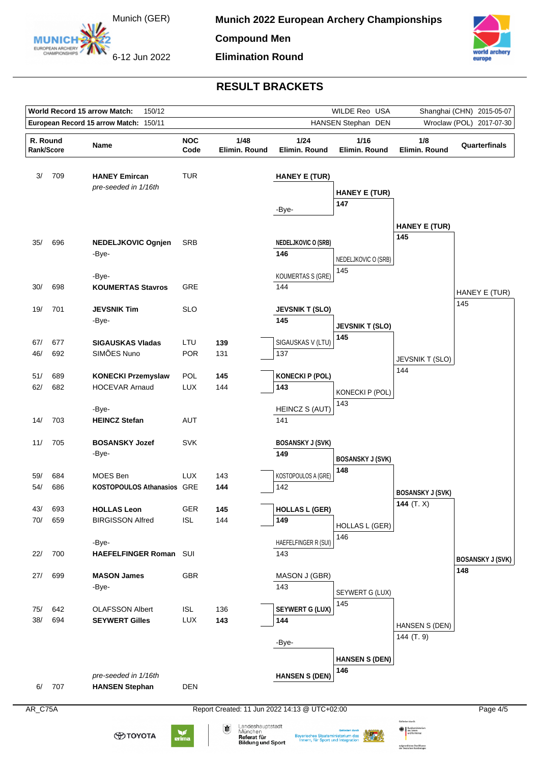# Munich 2022 European Archery Championships

## Compound Men

## Elimination Round

Munich (GER) 6-12 Jun 2022

### RESULT BRACKETS

| World Record 15 arrow Match: | 150/12 | WILDE Reo USA | Shanghai (CHN) 2015-05-07 |
|---|---|---|---|
| European Record 15 arrow Match: | 150/11 | HANSEN Stephan DEN | Wroclaw (POL) 2017-07-30 |

| R. Round Rank/Score | Name | NOC Code | 1/48 Elimin. Round | 1/24 Elimin. Round | 1/16 Elimin. Round | 1/8 Elimin. Round | Quarterfinals |
|---|---|---|---|---|---|---|---|
| 3/ 709 | **HANEY Emircan** | TUR | | **HANEY E (TUR)** | **HANEY E (TUR)** 147 | **HANEY E (TUR)** 145 | HANEY E (TUR) 145 |
| | *pre-seeded in 1/16th* | | | -Bye- | | | |
| 35/ 696 | **NEDELJKOVIC Ognjen** | SRB | | **NEDELJKOVIC O (SRB)** 146 | NEDELJKOVIC O (SRB) 145 | | |
| | -Bye- | | | | | | |
| | -Bye- | | | KOUMERTAS S (GRE) 144 | | | |
| 30/ 698 | **KOUMERTAS Stavros** | GRE | | | | | |
| 19/ 701 | **JEVSNIK Tim** | SLO | | **JEVSNIK T (SLO)** 145 | **JEVSNIK T (SLO)** 145 | JEVSNIK T (SLO) 144 | |
| | -Bye- | | | | | | |
| 67/ 677 | **SIGAUSKAS Vladas** | LTU | **139** | SIGAUSKAS V (LTU) 137 | | | |
| 46/ 692 | SIMÕES Nuno | POR | 131 | | | | |
| 51/ 689 | **KONECKI Przemyslaw** | POL | **145** | **KONECKI P (POL)** 143 | KONECKI P (POL) 143 | | |
| 62/ 682 | HOCEVAR Arnaud | LUX | 144 | | | | |
| | -Bye- | | | HEINCZ S (AUT) 141 | | | |
| 14/ 703 | **HEINCZ Stefan** | AUT | | | | | |
| 11/ 705 | **BOSANSKY Jozef** | SVK | | **BOSANSKY J (SVK)** 149 | **BOSANSKY J (SVK)** 148 | **BOSANSKY J (SVK)** 144 (T. X) | **BOSANSKY J (SVK)** 148 |
| | -Bye- | | | | | | |
| 59/ 684 | MOES Ben | LUX | 143 | KOSTOPOULOS A (GRE) 142 | | | |
| 54/ 686 | **KOSTOPOULOS Athanasios** | GRE | **144** | | | | |
| 43/ 693 | **HOLLAS Leon** | GER | **145** | **HOLLAS L (GER)** 149 | HOLLAS L (GER) 146 | | |
| 70/ 659 | BIRGISSON Alfred | ISL | 144 | | | | |
| | -Bye- | | | HAEFELFINGER R (SUI) 143 | | | |
| 22/ 700 | **HAEFELFINGER Roman** | SUI | | | | | |
| 27/ 699 | **MASON James** | GBR | | MASON J (GBR) 143 | SEYWERT G (LUX) 145 | HANSEN S (DEN) 144 (T. 9) | |
| | -Bye- | | | | | | |
| 75/ 642 | OLAFSSON Albert | ISL | 136 | **SEYWERT G (LUX)** 144 | | | |
| 38/ 694 | **SEYWERT Gilles** | LUX | **143** | | | | |
| | | | | -Bye- | **HANSEN S (DEN)** 146 | | |
| | *pre-seeded in 1/16th* | | | **HANSEN S (DEN)** | | | |
| 6/ 707 | **HANSEN Stephan** | DEN | | | | | |

AR_C75A

Report Created: 11 Jun 2022 14:13 @ UTC+02:00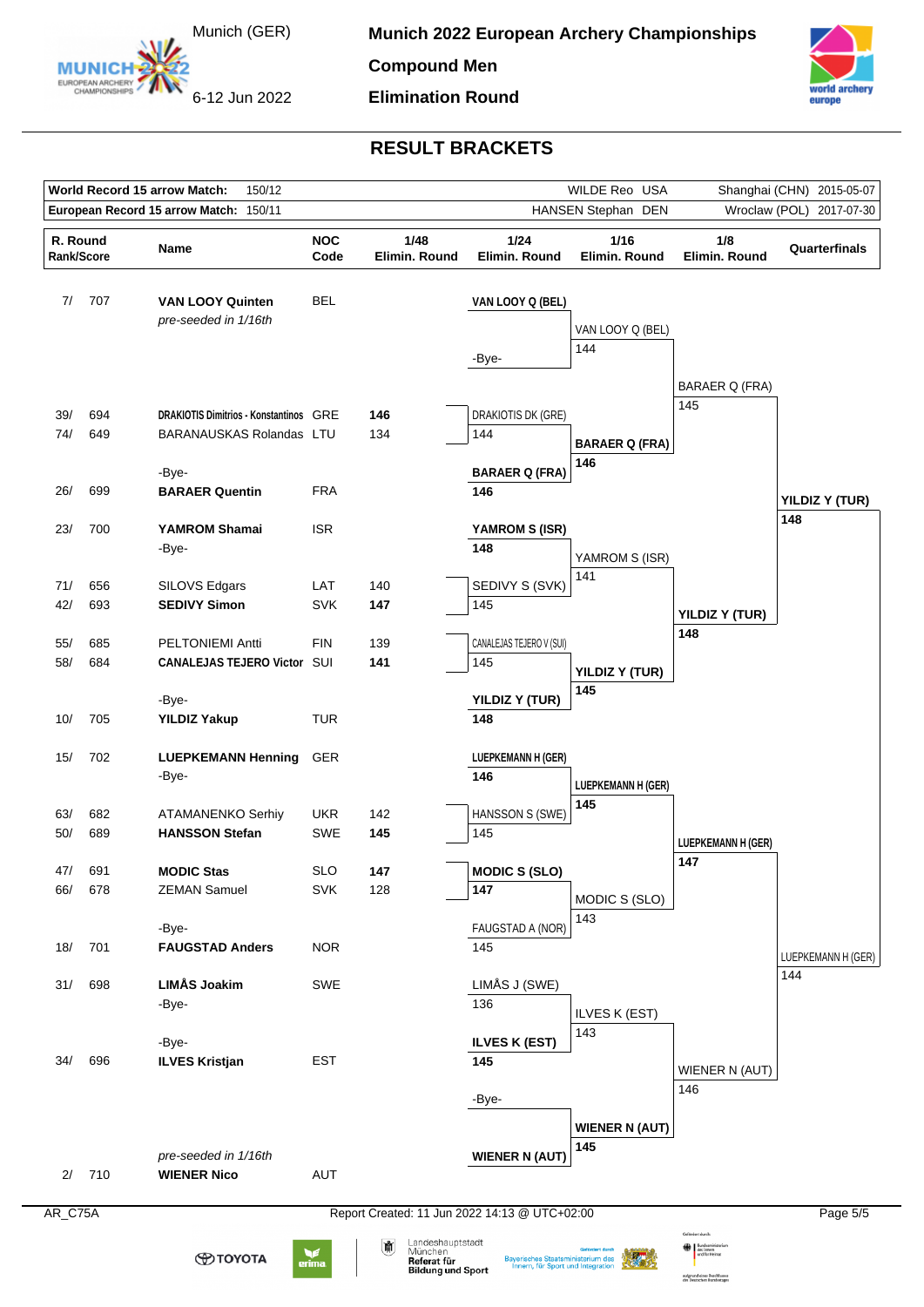# Munich 2022 European Archery Championships

**Compound Men**

**Elimination Round**

Munich (GER)

6-12 Jun 2022

## RESULT BRACKETS

| | | | |
|---|---|---|---|
| **World Record 15 arrow Match:** 150/12 | WILDE Reo USA | Shanghai (CHN) | 2015-05-07 |
| **European Record 15 arrow Match:** 150/11 | HANSEN Stephan DEN | Wroclaw (POL) | 2017-07-30 |

| R. Round Rank/Score | Name | NOC Code | 1/48 Elimin. Round | 1/24 Elimin. Round | 1/16 Elimin. Round | 1/8 Elimin. Round | Quarterfinals |
|---|---|---|---|---|---|---|---|
| 7/ 707 | **VAN LOOY Quinten** *pre-seeded in 1/16th* | BEL | | **VAN LOOY Q (BEL)** | VAN LOOY Q (BEL) 144 | BARAER Q (FRA) 145 | **YILDIZ Y (TUR)** 148 |
| | | | | -Bye- | | | |
| 39/ 694 | **DRAKIOTIS Dimitrios - Konstantinos** | GRE | **146** | DRAKIOTIS DK (GRE) 144 | **BARAER Q (FRA)** 146 | | |
| 74/ 649 | BARANAUSKAS Rolandas | LTU | 134 | | | | |
| | -Bye- | | | **BARAER Q (FRA)** 146 | | | |
| 26/ 699 | **BARAER Quentin** | FRA | | | | | |
| 23/ 700 | **YAMROM Shamai** | ISR | | **YAMROM S (ISR)** 148 | YAMROM S (ISR) 141 | **YILDIZ Y (TUR)** 148 | |
| | -Bye- | | | | | | |
| 71/ 656 | SILOVS Edgars | LAT | 140 | SEDIVY S (SVK) 145 | | | |
| 42/ 693 | **SEDIVY Simon** | SVK | **147** | | | | |
| 55/ 685 | PELTONIEMI Antti | FIN | 139 | CANALEJAS TEJERO V (SUI) 145 | **YILDIZ Y (TUR)** 145 | | |
| 58/ 684 | **CANALEJAS TEJERO Victor** | SUI | **141** | | | | |
| | -Bye- | | | **YILDIZ Y (TUR)** 148 | | | |
| 10/ 705 | **YILDIZ Yakup** | TUR | | | | | |
| 15/ 702 | **LUEPKEMANN Henning** | GER | | **LUEPKEMANN H (GER)** 146 | **LUEPKEMANN H (GER)** 145 | **LUEPKEMANN H (GER)** 147 | LUEPKEMANN H (GER) 144 |
| | -Bye- | | | | | | |
| 63/ 682 | ATAMANENKO Serhiy | UKR | 142 | HANSSON S (SWE) 145 | | | |
| 50/ 689 | **HANSSON Stefan** | SWE | **145** | | | | |
| 47/ 691 | **MODIC Stas** | SLO | **147** | **MODIC S (SLO)** 147 | MODIC S (SLO) 143 | | |
| 66/ 678 | ZEMAN Samuel | SVK | 128 | | | | |
| | -Bye- | | | FAUGSTAD A (NOR) 145 | | | |
| 18/ 701 | **FAUGSTAD Anders** | NOR | | | | | |
| 31/ 698 | **LIMÅS Joakim** | SWE | | LIMÅS J (SWE) 136 | ILVES K (EST) 143 | WIENER N (AUT) 146 | |
| | -Bye- | | | | | | |
| | -Bye- | | | **ILVES K (EST)** 145 | | | |
| 34/ 696 | **ILVES Kristjan** | EST | | | | | |
| | | | | -Bye- | **WIENER N (AUT)** 145 | | |
| 2/ 710 | *pre-seeded in 1/16th* **WIENER Nico** | AUT | | **WIENER N (AUT)** | | | |

AR_C75A

Report Created: 11 Jun 2022 14:13 @ UTC+02:00